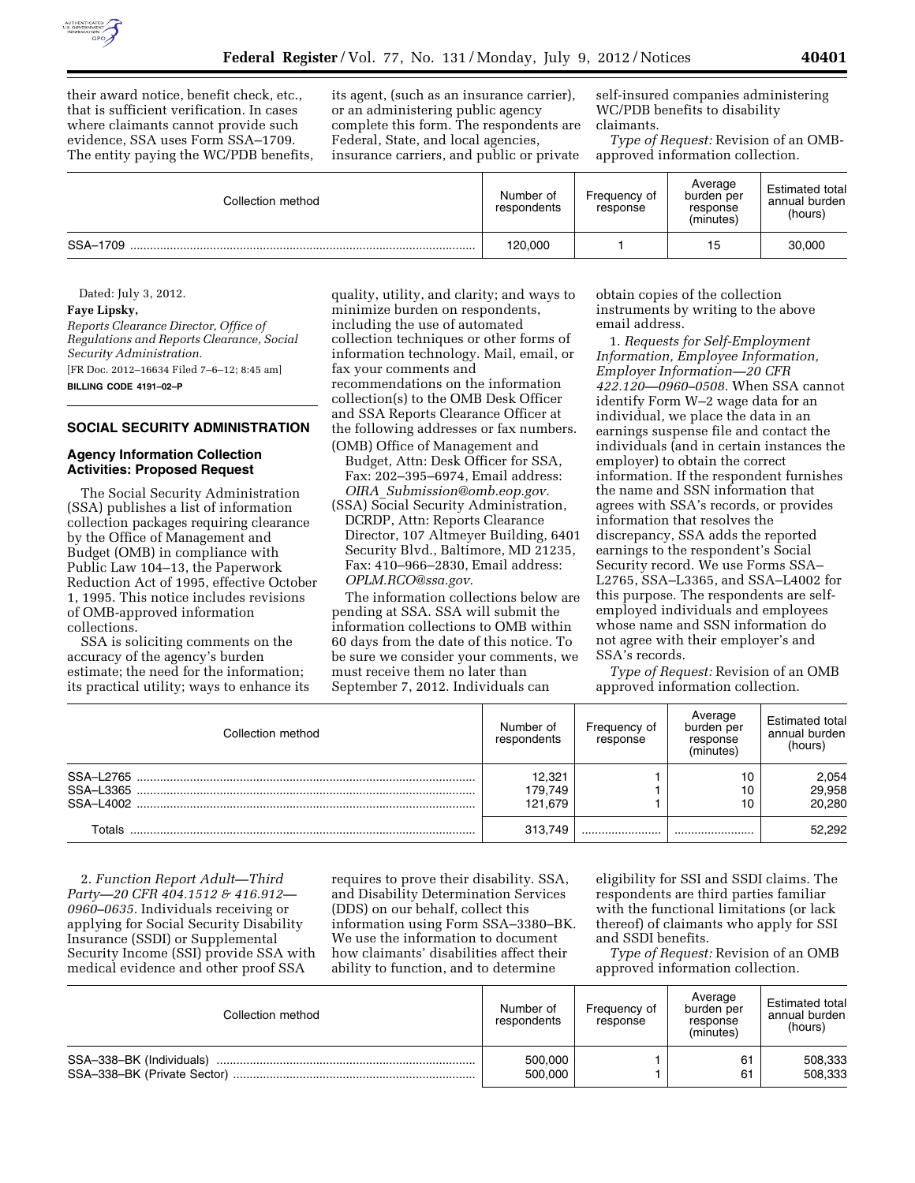their award notice, benefit check, etc., that is sufficient verification. In cases where claimants cannot provide such evidence, SSA uses Form SSA–1709. The entity paying the WC/PDB benefits, its agent, (such as an insurance carrier), or an administering public agency complete this form. The respondents are Federal, State, and local agencies, insurance carriers, and public or private self-insured companies administering WC/PDB benefits to disability claimants.

*Type of Request:* Revision of an OMB-approved information collection.

| Collection method | Number of respondents | Frequency of response | Average burden per response (minutes) | Estimated total annual burden (hours) |
|---|---|---|---|---|
| SSA–1709 | 120,000 | 1 | 15 | 30,000 |

Dated: July 3, 2012.

**Faye Lipsky,**

*Reports Clearance Director, Office of Regulations and Reports Clearance, Social Security Administration.*

[FR Doc. 2012–16634 Filed 7–6–12; 8:45 am]

**BILLING CODE 4191–02–P**

## SOCIAL SECURITY ADMINISTRATION

### Agency Information Collection Activities: Proposed Request

The Social Security Administration (SSA) publishes a list of information collection packages requiring clearance by the Office of Management and Budget (OMB) in compliance with Public Law 104–13, the Paperwork Reduction Act of 1995, effective October 1, 1995. This notice includes revisions of OMB-approved information collections.

SSA is soliciting comments on the accuracy of the agency's burden estimate; the need for the information; its practical utility; ways to enhance its quality, utility, and clarity; and ways to minimize burden on respondents, including the use of automated collection techniques or other forms of information technology. Mail, email, or fax your comments and recommendations on the information collection(s) to the OMB Desk Officer and SSA Reports Clearance Officer at the following addresses or fax numbers.

(OMB) Office of Management and Budget, Attn: Desk Officer for SSA, Fax: 202–395–6974, Email address: *OIRA_Submission@omb.eop.gov.*

(SSA) Social Security Administration, DCRDP, Attn: Reports Clearance Director, 107 Altmeyer Building, 6401 Security Blvd., Baltimore, MD 21235, Fax: 410–966–2830, Email address: *OPLM.RCO@ssa.gov.*

The information collections below are pending at SSA. SSA will submit the information collections to OMB within 60 days from the date of this notice. To be sure we consider your comments, we must receive them no later than September 7, 2012. Individuals can obtain copies of the collection instruments by writing to the above email address.

1. *Requests for Self-Employment Information, Employee Information, Employer Information—20 CFR 422.120—0960–0508.* When SSA cannot identify Form W–2 wage data for an individual, we place the data in an earnings suspense file and contact the individuals (and in certain instances the employer) to obtain the correct information. If the respondent furnishes the name and SSN information that agrees with SSA's records, or provides information that resolves the discrepancy, SSA adds the reported earnings to the respondent's Social Security record. We use Forms SSA–L2765, SSA–L3365, and SSA–L4002 for this purpose. The respondents are self-employed individuals and employees whose name and SSN information do not agree with their employer's and SSA's records.

*Type of Request:* Revision of an OMB approved information collection.

| Collection method | Number of respondents | Frequency of response | Average burden per response (minutes) | Estimated total annual burden (hours) |
|---|---|---|---|---|
| SSA–L2765 | 12,321 | 1 | 10 | 2,054 |
| SSA–L3365 | 179,749 | 1 | 10 | 29,958 |
| SSA–L4002 | 121,679 | 1 | 10 | 20,280 |
| Totals | 313,749 | | | 52,292 |

2. *Function Report Adult—Third Party—20 CFR 404.1512 & 416.912—0960–0635.* Individuals receiving or applying for Social Security Disability Insurance (SSDI) or Supplemental Security Income (SSI) provide SSA with medical evidence and other proof SSA requires to prove their disability. SSA, and Disability Determination Services (DDS) on our behalf, collect this information using Form SSA–3380–BK. We use the information to document how claimants' disabilities affect their ability to function, and to determine eligibility for SSI and SSDI claims. The respondents are third parties familiar with the functional limitations (or lack thereof) of claimants who apply for SSI and SSDI benefits.

*Type of Request:* Revision of an OMB approved information collection.

| Collection method | Number of respondents | Frequency of response | Average burden per response (minutes) | Estimated total annual burden (hours) |
|---|---|---|---|---|
| SSA–338–BK (Individuals) | 500,000 | 1 | 61 | 508,333 |
| SSA–338–BK (Private Sector) | 500,000 | 1 | 61 | 508,333 |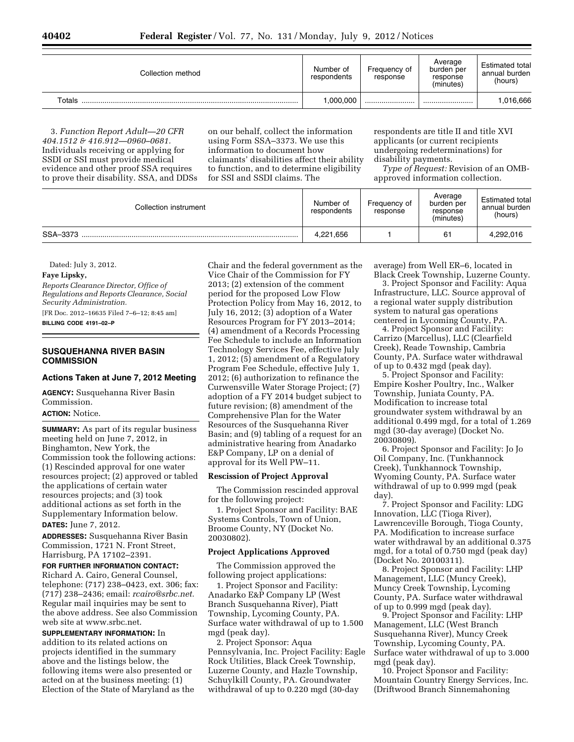| Collection method | Number of respondents | Frequency of response | Average burden per response (minutes) | Estimated total annual burden (hours) |
|---|---|---|---|---|
| Totals | 1,000,000 | | | 1,016,666 |

3. *Function Report Adult—20 CFR 404.1512 & 416.912—0960–0681.* Individuals receiving or applying for SSDI or SSI must provide medical evidence and other proof SSA requires to prove their disability. SSA, and DDSs on our behalf, collect the information using Form SSA–3373. We use this information to document how claimants' disabilities affect their ability to function, and to determine eligibility for SSI and SSDI claims. The respondents are title II and title XVI applicants (or current recipients undergoing redeterminations) for disability payments.

*Type of Request:* Revision of an OMB-approved information collection.

| Collection instrument | Number of respondents | Frequency of response | Average burden per response (minutes) | Estimated total annual burden (hours) |
|---|---|---|---|---|
| SSA–3373 | 4,221,656 | 1 | 61 | 4,292,016 |

Dated: July 3, 2012.

**Faye Lipsky,**

*Reports Clearance Director, Office of Regulations and Reports Clearance, Social Security Administration.*

[FR Doc. 2012–16635 Filed 7–6–12; 8:45 am]

**BILLING CODE 4191–02–P**

## SUSQUEHANNA RIVER BASIN COMMISSION

### Actions Taken at June 7, 2012 Meeting

**AGENCY:** Susquehanna River Basin Commission.

**ACTION:** Notice.

**SUMMARY:** As part of its regular business meeting held on June 7, 2012, in Binghamton, New York, the Commission took the following actions: (1) Rescinded approval for one water resources project; (2) approved or tabled the applications of certain water resources projects; and (3) took additional actions as set forth in the Supplementary Information below.

**DATES:** June 7, 2012.

**ADDRESSES:** Susquehanna River Basin Commission, 1721 N. Front Street, Harrisburg, PA 17102–2391.

**FOR FURTHER INFORMATION CONTACT:** Richard A. Cairo, General Counsel, telephone: (717) 238–0423, ext. 306; fax: (717) 238–2436; email: *rcairo@srbc.net.* Regular mail inquiries may be sent to the above address. See also Commission web site at www.srbc.net.

**SUPPLEMENTARY INFORMATION:** In addition to its related actions on projects identified in the summary above and the listings below, the following items were also presented or acted on at the business meeting: (1) Election of the State of Maryland as the Chair and the federal government as the Vice Chair of the Commission for FY 2013; (2) extension of the comment period for the proposed Low Flow Protection Policy from May 16, 2012, to July 16, 2012; (3) adoption of a Water Resources Program for FY 2013–2014; (4) amendment of a Records Processing Fee Schedule to include an Information Technology Services Fee, effective July 1, 2012; (5) amendment of a Regulatory Program Fee Schedule, effective July 1, 2012; (6) authorization to refinance the Curwensville Water Storage Project; (7) adoption of a FY 2014 budget subject to future revision; (8) amendment of the Comprehensive Plan for the Water Resources of the Susquehanna River Basin; and (9) tabling of a request for an administrative hearing from Anadarko E&P Company, LP on a denial of approval for its Well PW–11.

### Rescission of Project Approval

The Commission rescinded approval for the following project:

1. Project Sponsor and Facility: BAE Systems Controls, Town of Union, Broome County, NY (Docket No. 20030802).

### Project Applications Approved

The Commission approved the following project applications:

1. Project Sponsor and Facility: Anadarko E&P Company LP (West Branch Susquehanna River), Piatt Township, Lycoming County, PA. Surface water withdrawal of up to 1.500 mgd (peak day).

2. Project Sponsor: Aqua Pennsylvania, Inc. Project Facility: Eagle Rock Utilities, Black Creek Township, Luzerne County, and Hazle Township, Schuylkill County, PA. Groundwater withdrawal of up to 0.220 mgd (30-day average) from Well ER–6, located in Black Creek Township, Luzerne County.

3. Project Sponsor and Facility: Aqua Infrastructure, LLC. Source approval of a regional water supply distribution system to natural gas operations centered in Lycoming County, PA.

4. Project Sponsor and Facility: Carrizo (Marcellus), LLC (Clearfield Creek), Reade Township, Cambria County, PA. Surface water withdrawal of up to 0.432 mgd (peak day).

5. Project Sponsor and Facility: Empire Kosher Poultry, Inc., Walker Township, Juniata County, PA. Modification to increase total groundwater system withdrawal by an additional 0.499 mgd, for a total of 1.269 mgd (30-day average) (Docket No. 20030809).

6. Project Sponsor and Facility: Jo Jo Oil Company, Inc. (Tunkhannock Creek), Tunkhannock Township, Wyoming County, PA. Surface water withdrawal of up to 0.999 mgd (peak day).

7. Project Sponsor and Facility: LDG Innovation, LLC (Tioga River), Lawrenceville Borough, Tioga County, PA. Modification to increase surface water withdrawal by an additional 0.375 mgd, for a total of 0.750 mgd (peak day) (Docket No. 20100311).

8. Project Sponsor and Facility: LHP Management, LLC (Muncy Creek), Muncy Creek Township, Lycoming County, PA. Surface water withdrawal of up to 0.999 mgd (peak day).

9. Project Sponsor and Facility: LHP Management, LLC (West Branch Susquehanna River), Muncy Creek Township, Lycoming County, PA. Surface water withdrawal of up to 3.000 mgd (peak day).

10. Project Sponsor and Facility: Mountain Country Energy Services, Inc. (Driftwood Branch Sinnemahoning